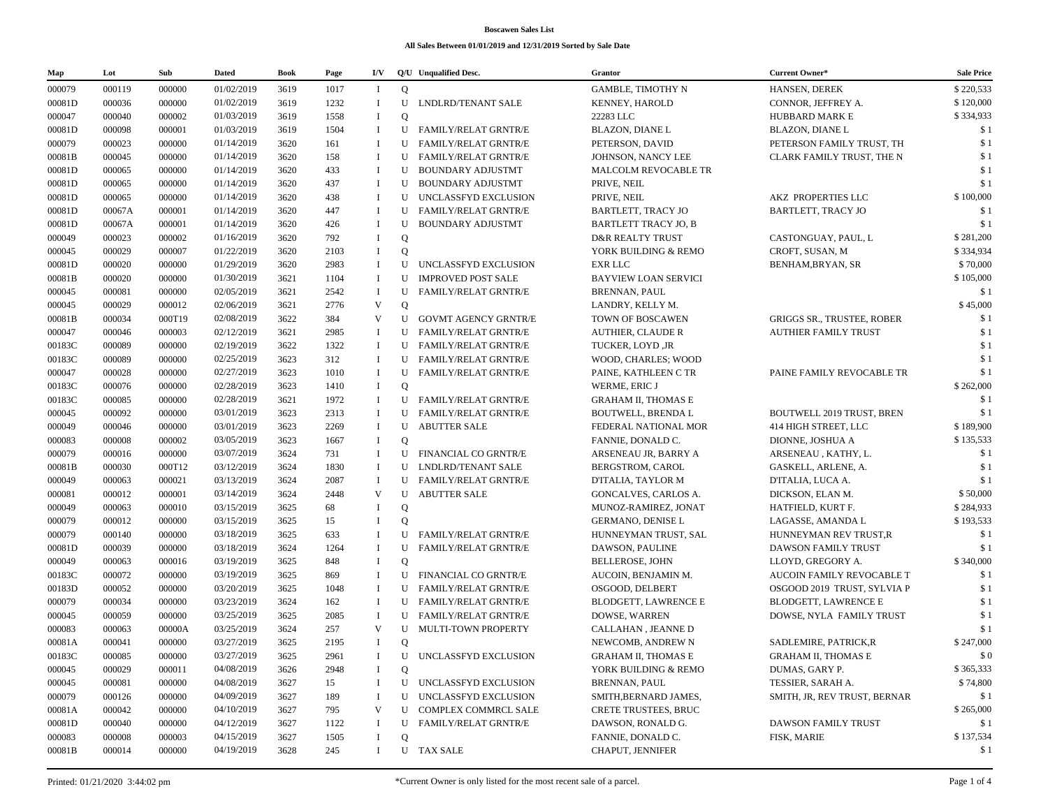# Boscawen Sales List

### All Sales Between 01/01/2019 and 12/31/2019 Sorted by Sale Date

| Map | Lot | Sub | Dated | Book | Page | I/V | Q/U | Unqualified Desc. | Grantor | Current Owner* | Sale Price |
|---|---|---|---|---|---|---|---|---|---|---|---|
| 000079 | 000119 | 000000 | 01/02/2019 | 3619 | 1017 | I | Q | | GAMBLE, TIMOTHY N | HANSEN, DEREK | $ 220,533 |
| 00081D | 000036 | 000000 | 01/02/2019 | 3619 | 1232 | I | U | LNDLRD/TENANT SALE | KENNEY, HAROLD | CONNOR, JEFFREY A. | $ 120,000 |
| 000047 | 000040 | 000002 | 01/03/2019 | 3619 | 1558 | I | Q | | 22283 LLC | HUBBARD MARK E | $ 334,933 |
| 00081D | 000098 | 000001 | 01/03/2019 | 3619 | 1504 | I | U | FAMILY/RELAT GRNTR/E | BLAZON, DIANE L | BLAZON, DIANE L | $ 1 |
| 000079 | 000023 | 000000 | 01/14/2019 | 3620 | 161 | I | U | FAMILY/RELAT GRNTR/E | PETERSON, DAVID | PETERSON FAMILY TRUST, TH | $ 1 |
| 00081B | 000045 | 000000 | 01/14/2019 | 3620 | 158 | I | U | FAMILY/RELAT GRNTR/E | JOHNSON, NANCY LEE | CLARK FAMILY TRUST, THE N | $ 1 |
| 00081D | 000065 | 000000 | 01/14/2019 | 3620 | 433 | I | U | BOUNDARY ADJUSTMT | MALCOLM REVOCABLE TR | | $ 1 |
| 00081D | 000065 | 000000 | 01/14/2019 | 3620 | 437 | I | U | BOUNDARY ADJUSTMT | PRIVE, NEIL | | $ 1 |
| 00081D | 000065 | 000000 | 01/14/2019 | 3620 | 438 | I | U | UNCLASSFYD EXCLUSION | PRIVE, NEIL | AKZ PROPERTIES LLC | $ 100,000 |
| 00081D | 00067A | 000001 | 01/14/2019 | 3620 | 447 | I | U | FAMILY/RELAT GRNTR/E | BARTLETT, TRACY JO | BARTLETT, TRACY JO | $ 1 |
| 00081D | 00067A | 000001 | 01/14/2019 | 3620 | 426 | I | U | BOUNDARY ADJUSTMT | BARTLETT TRACY JO, B | | $ 1 |
| 000049 | 000023 | 000002 | 01/16/2019 | 3620 | 792 | I | Q | | D&R REALTY TRUST | CASTONGUAY, PAUL, L | $ 281,200 |
| 000045 | 000029 | 000007 | 01/22/2019 | 3620 | 2103 | I | Q | | YORK BUILDING & REMO | CROFT, SUSAN, M | $ 334,934 |
| 00081D | 000020 | 000000 | 01/29/2019 | 3620 | 2983 | I | U | UNCLASSFYD EXCLUSION | EXR LLC | BENHAM,BRYAN, SR | $ 70,000 |
| 00081B | 000020 | 000000 | 01/30/2019 | 3621 | 1104 | I | U | IMPROVED POST SALE | BAYVIEW LOAN SERVICI | | $ 105,000 |
| 000045 | 000081 | 000000 | 02/05/2019 | 3621 | 2542 | I | U | FAMILY/RELAT GRNTR/E | BRENNAN, PAUL | | $ 1 |
| 000045 | 000029 | 000012 | 02/06/2019 | 3621 | 2776 | V | Q | | LANDRY, KELLY M. | | $ 45,000 |
| 00081B | 000034 | 000T19 | 02/08/2019 | 3622 | 384 | V | U | GOVMT AGENCY GRNTR/E | TOWN OF BOSCAWEN | GRIGGS SR., TRUSTEE, ROBER | $ 1 |
| 000047 | 000046 | 000003 | 02/12/2019 | 3621 | 2985 | I | U | FAMILY/RELAT GRNTR/E | AUTHIER, CLAUDE R | AUTHIER FAMILY TRUST | $ 1 |
| 00183C | 000089 | 000000 | 02/19/2019 | 3622 | 1322 | I | U | FAMILY/RELAT GRNTR/E | TUCKER, LOYD ,JR | | $ 1 |
| 00183C | 000089 | 000000 | 02/25/2019 | 3623 | 312 | I | U | FAMILY/RELAT GRNTR/E | WOOD, CHARLES; WOOD | | $ 1 |
| 000047 | 000028 | 000000 | 02/27/2019 | 3623 | 1010 | I | U | FAMILY/RELAT GRNTR/E | PAINE, KATHLEEN C TR | PAINE FAMILY REVOCABLE TR | $ 1 |
| 00183C | 000076 | 000000 | 02/28/2019 | 3623 | 1410 | I | Q | | WERME, ERIC J | | $ 262,000 |
| 00183C | 000085 | 000000 | 02/28/2019 | 3621 | 1972 | I | U | FAMILY/RELAT GRNTR/E | GRAHAM II, THOMAS E | | $ 1 |
| 000045 | 000092 | 000000 | 03/01/2019 | 3623 | 2313 | I | U | FAMILY/RELAT GRNTR/E | BOUTWELL, BRENDA L | BOUTWELL 2019 TRUST, BREN | $ 1 |
| 000049 | 000046 | 000000 | 03/01/2019 | 3623 | 2269 | I | U | ABUTTER SALE | FEDERAL NATIONAL MOR | 414 HIGH STREET, LLC | $ 189,900 |
| 000083 | 000008 | 000002 | 03/05/2019 | 3623 | 1667 | I | Q | | FANNIE, DONALD C. | DIONNE, JOSHUA A | $ 135,533 |
| 000079 | 000016 | 000000 | 03/07/2019 | 3624 | 731 | I | U | FINANCIAL CO GRNTR/E | ARSENEAU JR, BARRY A | ARSENEAU , KATHY, L. | $ 1 |
| 00081B | 000030 | 000T12 | 03/12/2019 | 3624 | 1830 | I | U | LNDLRD/TENANT SALE | BERGSTROM, CAROL | GASKELL, ARLENE, A. | $ 1 |
| 000049 | 000063 | 000021 | 03/13/2019 | 3624 | 2087 | I | U | FAMILY/RELAT GRNTR/E | D'ITALIA, TAYLOR M | D'ITALIA, LUCA A. | $ 1 |
| 000081 | 000012 | 000001 | 03/14/2019 | 3624 | 2448 | V | U | ABUTTER SALE | GONCALVES, CARLOS A. | DICKSON, ELAN M. | $ 50,000 |
| 000049 | 000063 | 000010 | 03/15/2019 | 3625 | 68 | I | Q | | MUNOZ-RAMIREZ, JONAT | HATFIELD, KURT F. | $ 284,933 |
| 000079 | 000012 | 000000 | 03/15/2019 | 3625 | 15 | I | Q | | GERMANO, DENISE L | LAGASSE, AMANDA L | $ 193,533 |
| 000079 | 000140 | 000000 | 03/18/2019 | 3625 | 633 | I | U | FAMILY/RELAT GRNTR/E | HUNNEYMAN TRUST, SAL | HUNNEYMAN REV TRUST,R | $ 1 |
| 00081D | 000039 | 000000 | 03/18/2019 | 3624 | 1264 | I | U | FAMILY/RELAT GRNTR/E | DAWSON, PAULINE | DAWSON FAMILY TRUST | $ 1 |
| 000049 | 000063 | 000016 | 03/19/2019 | 3625 | 848 | I | Q | | BELLEROSE, JOHN | LLOYD, GREGORY A. | $ 340,000 |
| 00183C | 000072 | 000000 | 03/19/2019 | 3625 | 869 | I | U | FINANCIAL CO GRNTR/E | AUCOIN, BENJAMIN M. | AUCOIN FAMILY REVOCABLE T | $ 1 |
| 00183D | 000052 | 000000 | 03/20/2019 | 3625 | 1048 | I | U | FAMILY/RELAT GRNTR/E | OSGOOD, DELBERT | OSGOOD 2019 TRUST, SYLVIA P | $ 1 |
| 000079 | 000034 | 000000 | 03/23/2019 | 3624 | 162 | I | U | FAMILY/RELAT GRNTR/E | BLODGETT, LAWRENCE E | BLODGETT, LAWRENCE E | $ 1 |
| 000045 | 000059 | 000000 | 03/25/2019 | 3625 | 2085 | I | U | FAMILY/RELAT GRNTR/E | DOWSE, WARREN | DOWSE, NYLA FAMILY TRUST | $ 1 |
| 000083 | 000063 | 00000A | 03/25/2019 | 3624 | 257 | V | U | MULTI-TOWN PROPERTY | CALLAHAN , JEANNE D | | $ 1 |
| 00081A | 000041 | 000000 | 03/27/2019 | 3625 | 2195 | I | Q | | NEWCOMB, ANDREW N | SADLEMIRE, PATRICK,R | $ 247,000 |
| 00183C | 000085 | 000000 | 03/27/2019 | 3625 | 2961 | I | U | UNCLASSFYD EXCLUSION | GRAHAM II, THOMAS E | GRAHAM II, THOMAS E | $ 0 |
| 000045 | 000029 | 000011 | 04/08/2019 | 3626 | 2948 | I | Q | | YORK BUILDING & REMO | DUMAS, GARY P. | $ 365,333 |
| 000045 | 000081 | 000000 | 04/08/2019 | 3627 | 15 | I | U | UNCLASSFYD EXCLUSION | BRENNAN, PAUL | TESSIER, SARAH A. | $ 74,800 |
| 000079 | 000126 | 000000 | 04/09/2019 | 3627 | 189 | I | U | UNCLASSFYD EXCLUSION | SMITH,BERNARD JAMES, | SMITH, JR, REV TRUST, BERNAR | $ 1 |
| 00081A | 000042 | 000000 | 04/10/2019 | 3627 | 795 | V | U | COMPLEX COMMRCL SALE | CRETE TRUSTEES, BRUC | | $ 265,000 |
| 00081D | 000040 | 000000 | 04/12/2019 | 3627 | 1122 | I | U | FAMILY/RELAT GRNTR/E | DAWSON, RONALD G. | DAWSON FAMILY TRUST | $ 1 |
| 000083 | 000008 | 000003 | 04/15/2019 | 3627 | 1505 | I | Q | | FANNIE, DONALD C. | FISK, MARIE | $ 137,534 |
| 00081B | 000014 | 000000 | 04/19/2019 | 3628 | 245 | I | U | TAX SALE | CHAPUT, JENNIFER | | $ 1 |

Printed: 01/21/2020 3:44:02 pm

*Current Owner is only listed for the most recent sale of a parcel.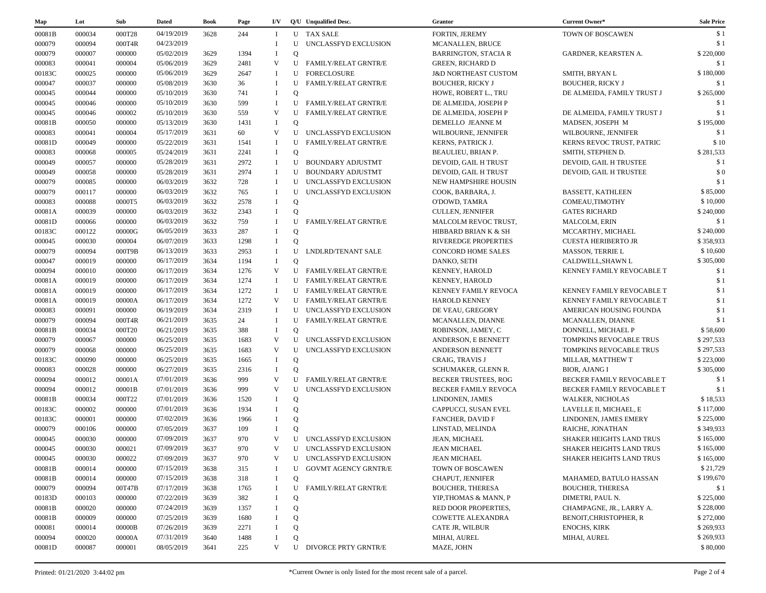| Map | Lot | Sub | Dated | Book | Page | I/V | Q/U | Unqualified Desc. | Grantor | Current Owner* | Sale Price |
|---|---|---|---|---|---|---|---|---|---|---|---|
| 00081B | 000034 | 000T28 | 04/19/2019 | 3628 | 244 | I | U | TAX SALE | FORTIN, JEREMY | TOWN OF BOSCAWEN | $ 1 |
| 000079 | 000094 | 000T4R | 04/23/2019 | | | I | U | UNCLASSFYD EXCLUSION | MCANALLEN, BRUCE | | $ 1 |
| 000079 | 000007 | 000000 | 05/02/2019 | 3629 | 1394 | I | Q | | BARRINGTON, STACIA R | GARDNER, KEARSTEN A. | $ 220,000 |
| 000083 | 000041 | 000004 | 05/06/2019 | 3629 | 2481 | V | U | FAMILY/RELAT GRNTR/E | GREEN, RICHARD D | | $ 1 |
| 00183C | 000025 | 000000 | 05/06/2019 | 3629 | 2647 | I | U | FORECLOSURE | J&D NORTHEAST CUSTOM | SMITH, BRYAN L | $ 180,000 |
| 000047 | 000037 | 000000 | 05/08/2019 | 3630 | 36 | I | U | FAMILY/RELAT GRNTR/E | BOUCHER, RICKY J | BOUCHER, RICKY J | $ 1 |
| 000045 | 000044 | 000000 | 05/10/2019 | 3630 | 741 | I | Q | | HOWE, ROBERT L., TRU | DE ALMEIDA, FAMILY TRUST J | $ 265,000 |
| 000045 | 000046 | 000000 | 05/10/2019 | 3630 | 599 | I | U | FAMILY/RELAT GRNTR/E | DE ALMEIDA, JOSEPH P | | $ 1 |
| 000045 | 000046 | 000002 | 05/10/2019 | 3630 | 559 | V | U | FAMILY/RELAT GRNTR/E | DE ALMEIDA, JOSEPH P | DE ALMEIDA, FAMILY TRUST J | $ 1 |
| 00081B | 000050 | 000000 | 05/13/2019 | 3630 | 1431 | I | Q | | DEMELLO JEANNE M | MADSEN, JOSEPH M | $ 195,000 |
| 000083 | 000041 | 000004 | 05/17/2019 | 3631 | 60 | V | U | UNCLASSFYD EXCLUSION | WILBOURNE, JENNIFER | WILBOURNE, JENNIFER | $ 1 |
| 00081D | 000049 | 000000 | 05/22/2019 | 3631 | 1541 | I | U | FAMILY/RELAT GRNTR/E | KERNS, PATRICK J. | KERNS REVOC TRUST, PATRIC | $ 10 |
| 000083 | 000068 | 000005 | 05/24/2019 | 3631 | 2241 | I | Q | | BEAULIEU, BRIAN P. | SMITH, STEPHEN D. | $ 281,533 |
| 000049 | 000057 | 000000 | 05/28/2019 | 3631 | 2972 | I | U | BOUNDARY ADJUSTMT | DEVOID, GAIL H TRUST | DEVOID, GAIL H TRUSTEE | $ 1 |
| 000049 | 000058 | 000000 | 05/28/2019 | 3631 | 2974 | I | U | BOUNDARY ADJUSTMT | DEVOID, GAIL H TRUST | DEVOID, GAIL H TRUSTEE | $ 0 |
| 000079 | 000085 | 000000 | 06/03/2019 | 3632 | 728 | I | U | UNCLASSFYD EXCLUSION | NEW HAMPSHIRE HOUSIN | | $ 1 |
| 000079 | 000117 | 000000 | 06/03/2019 | 3632 | 765 | I | U | UNCLASSFYD EXCLUSION | COOK, BARBARA, J. | BASSETT, KATHLEEN | $ 85,000 |
| 000083 | 000088 | 0000T5 | 06/03/2019 | 3632 | 2578 | I | Q | | O'DOWD, TAMRA | COMEAU,TIMOTHY | $ 10,000 |
| 00081A | 000039 | 000000 | 06/03/2019 | 3632 | 2343 | I | Q | | CULLEN, JENNIFER | GATES RICHARD | $ 240,000 |
| 00081D | 000066 | 000000 | 06/03/2019 | 3632 | 759 | I | U | FAMILY/RELAT GRNTR/E | MALCOLM REVOC TRUST, | MALCOLM, ERIN | $ 1 |
| 00183C | 000122 | 00000G | 06/05/2019 | 3633 | 287 | I | Q | | HIBBARD BRIAN K & SH | MCCARTHY, MICHAEL | $ 240,000 |
| 000045 | 000030 | 000004 | 06/07/2019 | 3633 | 1298 | I | Q | | RIVEREDGE PROPERTIES | CUESTA HERIBERTO JR | $ 358,933 |
| 000079 | 000094 | 000T9B | 06/13/2019 | 3633 | 2953 | I | U | LNDLRD/TENANT SALE | CONCORD HOME SALES | MASSON, TERRIE L | $ 10,600 |
| 000047 | 000019 | 000000 | 06/17/2019 | 3634 | 1194 | I | Q | | DANKO, SETH | CALDWELL,SHAWN L | $ 305,000 |
| 000094 | 000010 | 000000 | 06/17/2019 | 3634 | 1276 | V | U | FAMILY/RELAT GRNTR/E | KENNEY, HAROLD | KENNEY FAMILY REVOCABLE T | $ 1 |
| 00081A | 000019 | 000000 | 06/17/2019 | 3634 | 1274 | I | U | FAMILY/RELAT GRNTR/E | KENNEY, HAROLD | | $ 1 |
| 00081A | 000019 | 000000 | 06/17/2019 | 3634 | 1272 | I | U | FAMILY/RELAT GRNTR/E | KENNEY FAMILY REVOCA | KENNEY FAMILY REVOCABLE T | $ 1 |
| 00081A | 000019 | 00000A | 06/17/2019 | 3634 | 1272 | V | U | FAMILY/RELAT GRNTR/E | HAROLD KENNEY | KENNEY FAMILY REVOCABLE T | $ 1 |
| 000083 | 000091 | 000000 | 06/19/2019 | 3634 | 2319 | I | U | UNCLASSFYD EXCLUSION | DE VEAU, GREGORY | AMERICAN HOUSING FOUNDA | $ 1 |
| 000079 | 000094 | 000T4R | 06/21/2019 | 3635 | 24 | I | U | FAMILY/RELAT GRNTR/E | MCANALLEN, DIANNE | MCANALLEN, DIANNE | $ 1 |
| 00081B | 000034 | 000T20 | 06/21/2019 | 3635 | 388 | I | Q | | ROBINSON, JAMEY, C | DONNELL, MICHAEL P | $ 58,600 |
| 000079 | 000067 | 000000 | 06/25/2019 | 3635 | 1683 | V | U | UNCLASSFYD EXCLUSION | ANDERSON, E BENNETT | TOMPKINS REVOCABLE TRUS | $ 297,533 |
| 000079 | 000068 | 000000 | 06/25/2019 | 3635 | 1683 | V | U | UNCLASSFYD EXCLUSION | ANDERSON BENNETT | TOMPKINS REVOCABLE TRUS | $ 297,533 |
| 00183C | 000090 | 000000 | 06/25/2019 | 3635 | 1665 | I | Q | | CRAIG, TRAVIS J | MILLAR, MATTHEW T | $ 223,000 |
| 000083 | 000028 | 000000 | 06/27/2019 | 3635 | 2316 | I | Q | | SCHUMAKER, GLENN R. | BIOR, AJANG I | $ 305,000 |
| 000094 | 000012 | 00001A | 07/01/2019 | 3636 | 999 | V | U | FAMILY/RELAT GRNTR/E | BECKER TRUSTEES, ROG | BECKER FAMILY REVOCABLE T | $ 1 |
| 000094 | 000012 | 00001B | 07/01/2019 | 3636 | 999 | V | U | UNCLASSFYD EXCLUSION | BECKER FAMILY REVOCA | BECKER FAMILY REVOCABLE T | $ 1 |
| 00081B | 000034 | 000T22 | 07/01/2019 | 3636 | 1520 | I | Q | | LINDONEN, JAMES | WALKER, NICHOLAS | $ 18,533 |
| 00183C | 000002 | 000000 | 07/01/2019 | 3636 | 1934 | I | Q | | CAPPUCCI, SUSAN EVEL | LAVELLE II, MICHAEL, E | $ 117,000 |
| 00183C | 000001 | 000000 | 07/02/2019 | 3636 | 1966 | I | Q | | FANCHER, DAVID F | LINDONEN, JAMES EMERY | $ 225,000 |
| 000079 | 000106 | 000000 | 07/05/2019 | 3637 | 109 | I | Q | | LINSTAD, MELINDA | RAICHE, JONATHAN | $ 349,933 |
| 000045 | 000030 | 000000 | 07/09/2019 | 3637 | 970 | V | U | UNCLASSFYD EXCLUSION | JEAN, MICHAEL | SHAKER HEIGHTS LAND TRUS | $ 165,000 |
| 000045 | 000030 | 000021 | 07/09/2019 | 3637 | 970 | V | U | UNCLASSFYD EXCLUSION | JEAN MICHAEL | SHAKER HEIGHTS LAND TRUS | $ 165,000 |
| 000045 | 000030 | 000022 | 07/09/2019 | 3637 | 970 | V | U | UNCLASSFYD EXCLUSION | JEAN MICHAEL | SHAKER HEIGHTS LAND TRUS | $ 165,000 |
| 00081B | 000014 | 000000 | 07/15/2019 | 3638 | 315 | I | U | GOVMT AGENCY GRNTR/E | TOWN OF BOSCAWEN | | $ 21,729 |
| 00081B | 000014 | 000000 | 07/15/2019 | 3638 | 318 | I | Q | | CHAPUT, JENNIFER | MAHAMED, BATULO HASSAN | $ 199,670 |
| 000079 | 000094 | 00T47B | 07/17/2019 | 3638 | 1765 | I | U | FAMILY/RELAT GRNTR/E | BOUCHER, THERESA | BOUCHER, THERESA | $ 1 |
| 00183D | 000103 | 000000 | 07/22/2019 | 3639 | 382 | I | Q | | YIP,THOMAS & MANN, P | DIMETRI, PAUL N. | $ 225,000 |
| 00081B | 000020 | 000000 | 07/24/2019 | 3639 | 1357 | I | Q | | RED DOOR PROPERTIES, | CHAMPAGNE, JR., LARRY A. | $ 228,000 |
| 00081B | 000009 | 000000 | 07/25/2019 | 3639 | 1680 | I | Q | | COWETTE ALEXANDRA | BENOIT,CHRISTOPHER, R | $ 272,000 |
| 000081 | 000014 | 00000B | 07/26/2019 | 3639 | 2271 | I | Q | | CATE JR, WILBUR | ENOCHS, KIRK | $ 269,933 |
| 000094 | 000020 | 00000A | 07/31/2019 | 3640 | 1488 | I | Q | | MIHAI, AUREL | MIHAI, AUREL | $ 269,933 |
| 00081D | 000087 | 000001 | 08/05/2019 | 3641 | 225 | V | U | DIVORCE PRTY GRNTR/E | MAZE, JOHN | | $ 80,000 |

Printed: 01/21/2020 3:44:02 pm

*Current Owner is only listed for the most recent sale of a parcel.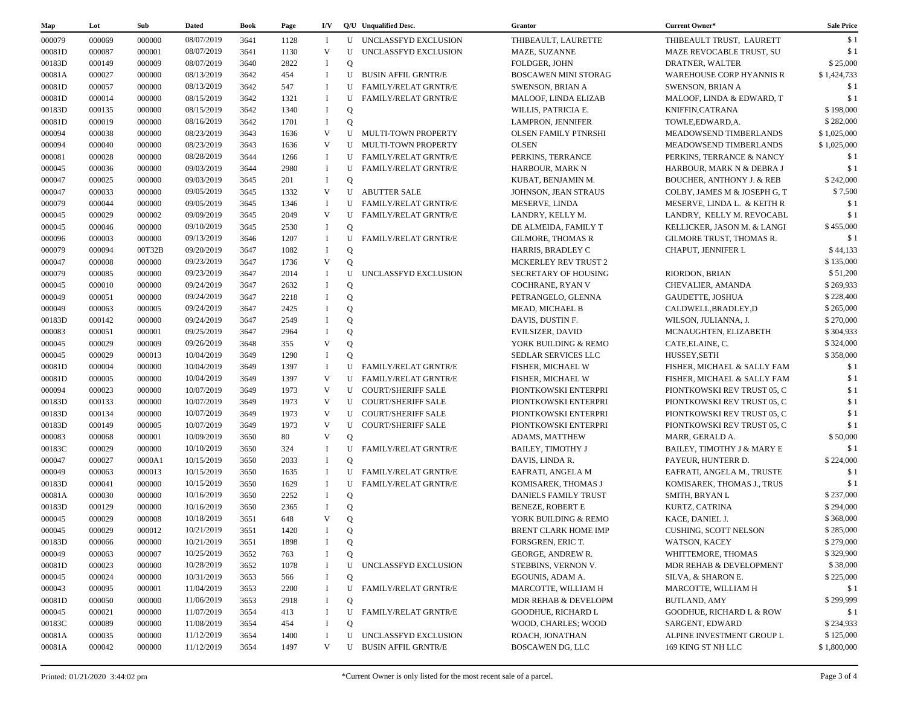| Map | Lot | Sub | Dated | Book | Page | I/V | Q/U | Unqualified Desc. | Grantor | Current Owner* | Sale Price |
|---|---|---|---|---|---|---|---|---|---|---|---|
| 000079 | 000069 | 000000 | 08/07/2019 | 3641 | 1128 | I | U | UNCLASSFYD EXCLUSION | THIBEAULT, LAURETTE | THIBEAULT TRUST, LAURETT | $ 1 |
| 00081D | 000087 | 000001 | 08/07/2019 | 3641 | 1130 | V | U | UNCLASSFYD EXCLUSION | MAZE, SUZANNE | MAZE REVOCABLE TRUST, SU | $ 1 |
| 00183D | 000149 | 000009 | 08/07/2019 | 3640 | 2822 | I | Q | | FOLDGER, JOHN | DRATNER, WALTER | $ 25,000 |
| 00081A | 000027 | 000000 | 08/13/2019 | 3642 | 454 | I | U | BUSIN AFFIL GRNTR/E | BOSCAWEN MINI STORAG | WAREHOUSE CORP HYANNIS R | $ 1,424,733 |
| 00081D | 000057 | 000000 | 08/13/2019 | 3642 | 547 | I | U | FAMILY/RELAT GRNTR/E | SWENSON, BRIAN A | SWENSON, BRIAN A | $ 1 |
| 00081D | 000014 | 000000 | 08/15/2019 | 3642 | 1321 | I | U | FAMILY/RELAT GRNTR/E | MALOOF, LINDA ELIZAB | MALOOF, LINDA & EDWARD, T | $ 1 |
| 00183D | 000135 | 000000 | 08/15/2019 | 3642 | 1340 | I | Q | | WILLIS, PATRICIA E. | KNIFFIN,CATRANA | $ 198,000 |
| 00081D | 000019 | 000000 | 08/16/2019 | 3642 | 1701 | I | Q | | LAMPRON, JENNIFER | TOWLE,EDWARD,A. | $ 282,000 |
| 000094 | 000038 | 000000 | 08/23/2019 | 3643 | 1636 | V | U | MULTI-TOWN PROPERTY | OLSEN FAMILY PTNRSHI | MEADOWSEND TIMBERLANDS | $ 1,025,000 |
| 000094 | 000040 | 000000 | 08/23/2019 | 3643 | 1636 | V | U | MULTI-TOWN PROPERTY | OLSEN | MEADOWSEND TIMBERLANDS | $ 1,025,000 |
| 000081 | 000028 | 000000 | 08/28/2019 | 3644 | 1266 | I | U | FAMILY/RELAT GRNTR/E | PERKINS, TERRANCE | PERKINS, TERRANCE & NANCY | $ 1 |
| 000045 | 000036 | 000000 | 09/03/2019 | 3644 | 2980 | I | U | FAMILY/RELAT GRNTR/E | HARBOUR, MARK N | HARBOUR, MARK N & DEBRA J | $ 1 |
| 000047 | 000025 | 000000 | 09/03/2019 | 3645 | 201 | I | Q | | KUBAT, BENJAMIN M. | BOUCHER, ANTHONY J. & REB | $ 242,000 |
| 000047 | 000033 | 000000 | 09/05/2019 | 3645 | 1332 | V | U | ABUTTER SALE | JOHNSON, JEAN STRAUS | COLBY, JAMES M & JOSEPH G, T | $ 7,500 |
| 000079 | 000044 | 000000 | 09/05/2019 | 3645 | 1346 | I | U | FAMILY/RELAT GRNTR/E | MESERVE, LINDA | MESERVE, LINDA L. & KEITH R | $ 1 |
| 000045 | 000029 | 000002 | 09/09/2019 | 3645 | 2049 | V | U | FAMILY/RELAT GRNTR/E | LANDRY, KELLY M. | LANDRY, KELLY M. REVOCABL | $ 1 |
| 000045 | 000046 | 000000 | 09/10/2019 | 3645 | 2530 | I | Q | | DE ALMEIDA, FAMILY T | KELLICKER, JASON M. & LANGI | $ 455,000 |
| 000096 | 000003 | 000000 | 09/13/2019 | 3646 | 1207 | I | U | FAMILY/RELAT GRNTR/E | GILMORE, THOMAS R | GILMORE TRUST, THOMAS R. | $ 1 |
| 000079 | 000094 | 00T32B | 09/20/2019 | 3647 | 1082 | I | Q | | HARRIS, BRADLEY C | CHAPUT, JENNIFER L | $ 44,133 |
| 000047 | 000008 | 000000 | 09/23/2019 | 3647 | 1736 | V | Q | | MCKERLEY REV TRUST 2 | | $ 135,000 |
| 000079 | 000085 | 000000 | 09/23/2019 | 3647 | 2014 | I | U | UNCLASSFYD EXCLUSION | SECRETARY OF HOUSING | RIORDON, BRIAN | $ 51,200 |
| 000045 | 000010 | 000000 | 09/24/2019 | 3647 | 2632 | I | Q | | COCHRANE, RYAN V | CHEVALIER, AMANDA | $ 269,933 |
| 000049 | 000051 | 000000 | 09/24/2019 | 3647 | 2218 | I | Q | | PETRANGELO, GLENNA | GAUDETTE, JOSHUA | $ 228,400 |
| 000049 | 000063 | 000005 | 09/24/2019 | 3647 | 2425 | I | Q | | MEAD, MICHAEL B | CALDWELL,BRADLEY,D | $ 265,000 |
| 00183D | 000142 | 000000 | 09/24/2019 | 3647 | 2549 | I | Q | | DAVIS, DUSTIN F. | WILSON, JULIANNA, J. | $ 270,000 |
| 000083 | 000051 | 000001 | 09/25/2019 | 3647 | 2964 | I | Q | | EVILSIZER, DAVID | MCNAUGHTEN, ELIZABETH | $ 304,933 |
| 000045 | 000029 | 000009 | 09/26/2019 | 3648 | 355 | V | Q | | YORK BUILDING & REMO | CATE,ELAINE, C. | $ 324,000 |
| 000045 | 000029 | 000013 | 10/04/2019 | 3649 | 1290 | I | Q | | SEDLAR SERVICES LLC | HUSSEY,SETH | $ 358,000 |
| 00081D | 000004 | 000000 | 10/04/2019 | 3649 | 1397 | I | U | FAMILY/RELAT GRNTR/E | FISHER, MICHAEL W | FISHER, MICHAEL & SALLY FAM | $ 1 |
| 00081D | 000005 | 000000 | 10/04/2019 | 3649 | 1397 | V | U | FAMILY/RELAT GRNTR/E | FISHER, MICHAEL W | FISHER, MICHAEL & SALLY FAM | $ 1 |
| 000094 | 000023 | 000000 | 10/07/2019 | 3649 | 1973 | V | U | COURT/SHERIFF SALE | PIONTKOWSKI ENTERPRI | PIONTKOWSKI REV TRUST 05, C | $ 1 |
| 00183D | 000133 | 000000 | 10/07/2019 | 3649 | 1973 | V | U | COURT/SHERIFF SALE | PIONTKOWSKI ENTERPRI | PIONTKOWSKI REV TRUST 05, C | $ 1 |
| 00183D | 000134 | 000000 | 10/07/2019 | 3649 | 1973 | V | U | COURT/SHERIFF SALE | PIONTKOWSKI ENTERPRI | PIONTKOWSKI REV TRUST 05, C | $ 1 |
| 00183D | 000149 | 000005 | 10/07/2019 | 3649 | 1973 | V | U | COURT/SHERIFF SALE | PIONTKOWSKI ENTERPRI | PIONTKOWSKI REV TRUST 05, C | $ 1 |
| 000083 | 000068 | 000001 | 10/09/2019 | 3650 | 80 | V | Q | | ADAMS, MATTHEW | MARR, GERALD A. | $ 50,000 |
| 00183C | 000029 | 000000 | 10/10/2019 | 3650 | 324 | I | U | FAMILY/RELAT GRNTR/E | BAILEY, TIMOTHY J | BAILEY, TIMOTHY J & MARY E | $ 1 |
| 000047 | 000027 | 0000A1 | 10/15/2019 | 3650 | 2033 | I | Q | | DAVIS, LINDA R. | PAYEUR, HUNTERR D. | $ 224,000 |
| 000049 | 000063 | 000013 | 10/15/2019 | 3650 | 1635 | I | U | FAMILY/RELAT GRNTR/E | EAFRATI, ANGELA M | EAFRATI, ANGELA M., TRUSTE | $ 1 |
| 00183D | 000041 | 000000 | 10/15/2019 | 3650 | 1629 | I | U | FAMILY/RELAT GRNTR/E | KOMISAREK, THOMAS J | KOMISAREK, THOMAS J., TRUS | $ 1 |
| 00081A | 000030 | 000000 | 10/16/2019 | 3650 | 2252 | I | Q | | DANIELS FAMILY TRUST | SMITH, BRYAN L | $ 237,000 |
| 00183D | 000129 | 000000 | 10/16/2019 | 3650 | 2365 | I | Q | | BENEZE, ROBERT E | KURTZ, CATRINA | $ 294,000 |
| 000045 | 000029 | 000008 | 10/18/2019 | 3651 | 648 | V | Q | | YORK BUILDING & REMO | KACE, DANIEL J. | $ 368,000 |
| 000045 | 000029 | 000012 | 10/21/2019 | 3651 | 1420 | I | Q | | BRENT CLARK HOME IMP | CUSHING, SCOTT NELSON | $ 285,000 |
| 00183D | 000066 | 000000 | 10/21/2019 | 3651 | 1898 | I | Q | | FORSGREN, ERIC T. | WATSON, KACEY | $ 279,000 |
| 000049 | 000063 | 000007 | 10/25/2019 | 3652 | 763 | I | Q | | GEORGE, ANDREW R. | WHITTEMORE, THOMAS | $ 329,900 |
| 00081D | 000023 | 000000 | 10/28/2019 | 3652 | 1078 | I | U | UNCLASSFYD EXCLUSION | STEBBINS, VERNON V. | MDR REHAB & DEVELOPMENT | $ 38,000 |
| 000045 | 000024 | 000000 | 10/31/2019 | 3653 | 566 | I | Q | | EGOUNIS, ADAM A. | SILVA, & SHARON E. | $ 225,000 |
| 000043 | 000095 | 000001 | 11/04/2019 | 3653 | 2200 | I | U | FAMILY/RELAT GRNTR/E | MARCOTTE, WILLIAM H | MARCOTTE, WILLIAM H | $ 1 |
| 00081D | 000050 | 000000 | 11/06/2019 | 3653 | 2918 | I | Q | | MDR REHAB & DEVELOPM | BUTLAND, AMY | $ 299,999 |
| 000045 | 000021 | 000000 | 11/07/2019 | 3654 | 413 | I | U | FAMILY/RELAT GRNTR/E | GOODHUE, RICHARD L | GOODHUE, RICHARD L & ROW | $ 1 |
| 00183C | 000089 | 000000 | 11/08/2019 | 3654 | 454 | I | Q | | WOOD, CHARLES; WOOD | SARGENT, EDWARD | $ 234,933 |
| 00081A | 000035 | 000000 | 11/12/2019 | 3654 | 1400 | I | U | UNCLASSFYD EXCLUSION | ROACH, JONATHAN | ALPINE INVESTMENT GROUP L | $ 125,000 |
| 00081A | 000042 | 000000 | 11/12/2019 | 3654 | 1497 | V | U | BUSIN AFFIL GRNTR/E | BOSCAWEN DG, LLC | 169 KING ST NH LLC | $ 1,800,000 |

Printed: 01/21/2020 3:44:02 pm

*Current Owner is only listed for the most recent sale of a parcel.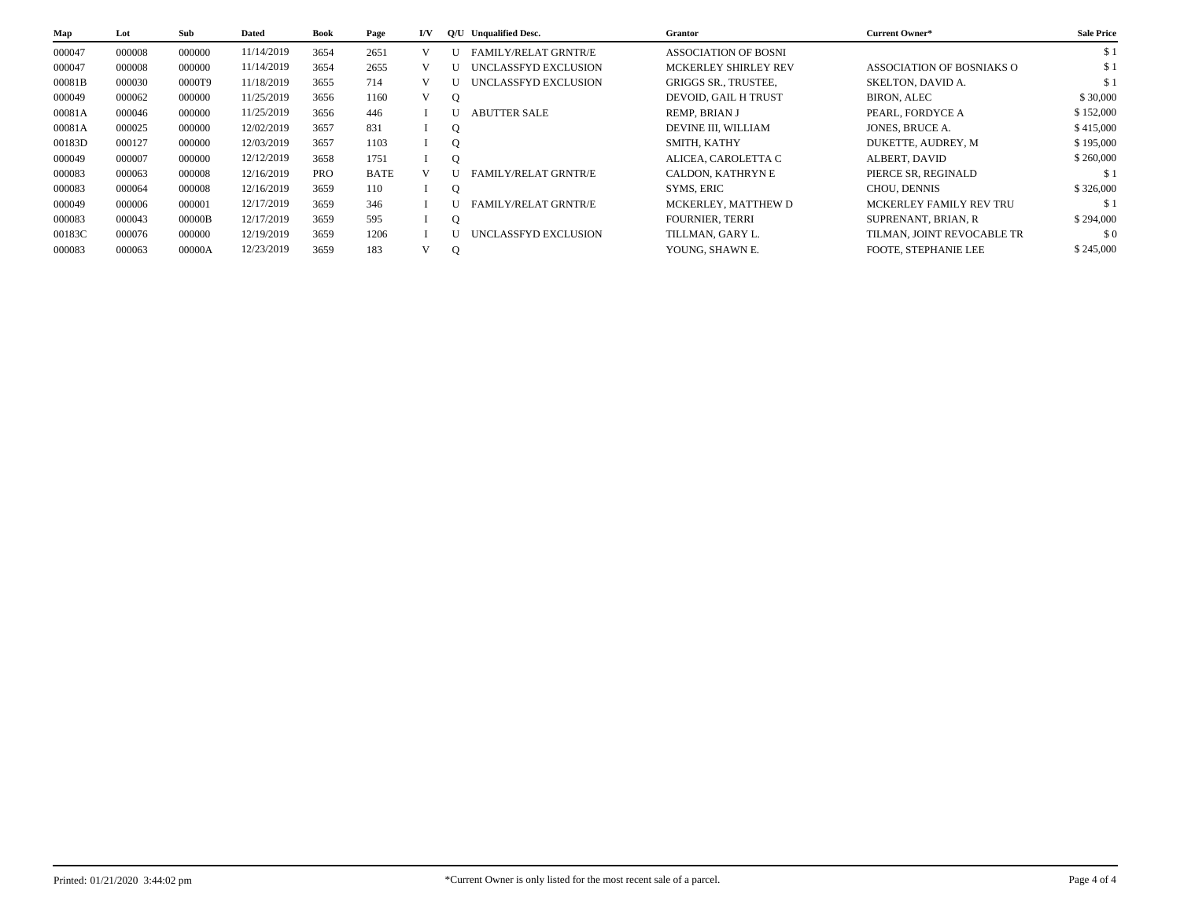| Map | Lot | Sub | Dated | Book | Page | I/V | Q/U | Unqualified Desc. | Grantor | Current Owner* | Sale Price |
|---|---|---|---|---|---|---|---|---|---|---|---|
| 000047 | 000008 | 000000 | 11/14/2019 | 3654 | 2651 | V | U | FAMILY/RELAT GRNTR/E | ASSOCIATION OF BOSNI | | $ 1 |
| 000047 | 000008 | 000000 | 11/14/2019 | 3654 | 2655 | V | U | UNCLASSFYD EXCLUSION | MCKERLEY SHIRLEY REV | ASSOCIATION OF BOSNIAKS O | $ 1 |
| 00081B | 000030 | 0000T9 | 11/18/2019 | 3655 | 714 | V | U | UNCLASSFYD EXCLUSION | GRIGGS SR., TRUSTEE, | SKELTON, DAVID A. | $ 1 |
| 000049 | 000062 | 000000 | 11/25/2019 | 3656 | 1160 | V | Q | | DEVOID, GAIL H TRUST | BIRON, ALEC | $ 30,000 |
| 00081A | 000046 | 000000 | 11/25/2019 | 3656 | 446 | I | U | ABUTTER SALE | REMP, BRIAN J | PEARL, FORDYCE A | $ 152,000 |
| 00081A | 000025 | 000000 | 12/02/2019 | 3657 | 831 | I | Q | | DEVINE III, WILLIAM | JONES, BRUCE A. | $ 415,000 |
| 00183D | 000127 | 000000 | 12/03/2019 | 3657 | 1103 | I | Q | | SMITH, KATHY | DUKETTE, AUDREY, M | $ 195,000 |
| 000049 | 000007 | 000000 | 12/12/2019 | 3658 | 1751 | I | Q | | ALICEA, CAROLETTA C | ALBERT, DAVID | $ 260,000 |
| 000083 | 000063 | 000008 | 12/16/2019 | PRO | BATE | V | U | FAMILY/RELAT GRNTR/E | CALDON, KATHRYN E | PIERCE SR, REGINALD | $ 1 |
| 000083 | 000064 | 000008 | 12/16/2019 | 3659 | 110 | I | Q | | SYMS, ERIC | CHOU, DENNIS | $ 326,000 |
| 000049 | 000006 | 000001 | 12/17/2019 | 3659 | 346 | I | U | FAMILY/RELAT GRNTR/E | MCKERLEY, MATTHEW D | MCKERLEY FAMILY REV TRU | $ 1 |
| 000083 | 000043 | 00000B | 12/17/2019 | 3659 | 595 | I | Q | | FOURNIER, TERRI | SUPRENANT, BRIAN, R | $ 294,000 |
| 00183C | 000076 | 000000 | 12/19/2019 | 3659 | 1206 | I | U | UNCLASSFYD EXCLUSION | TILLMAN, GARY L. | TILMAN, JOINT REVOCABLE TR | $ 0 |
| 000083 | 000063 | 00000A | 12/23/2019 | 3659 | 183 | V | Q | | YOUNG, SHAWN E. | FOOTE, STEPHANIE LEE | $ 245,000 |

Printed: 01/21/2020 3:44:02 pm

*Current Owner is only listed for the most recent sale of a parcel.